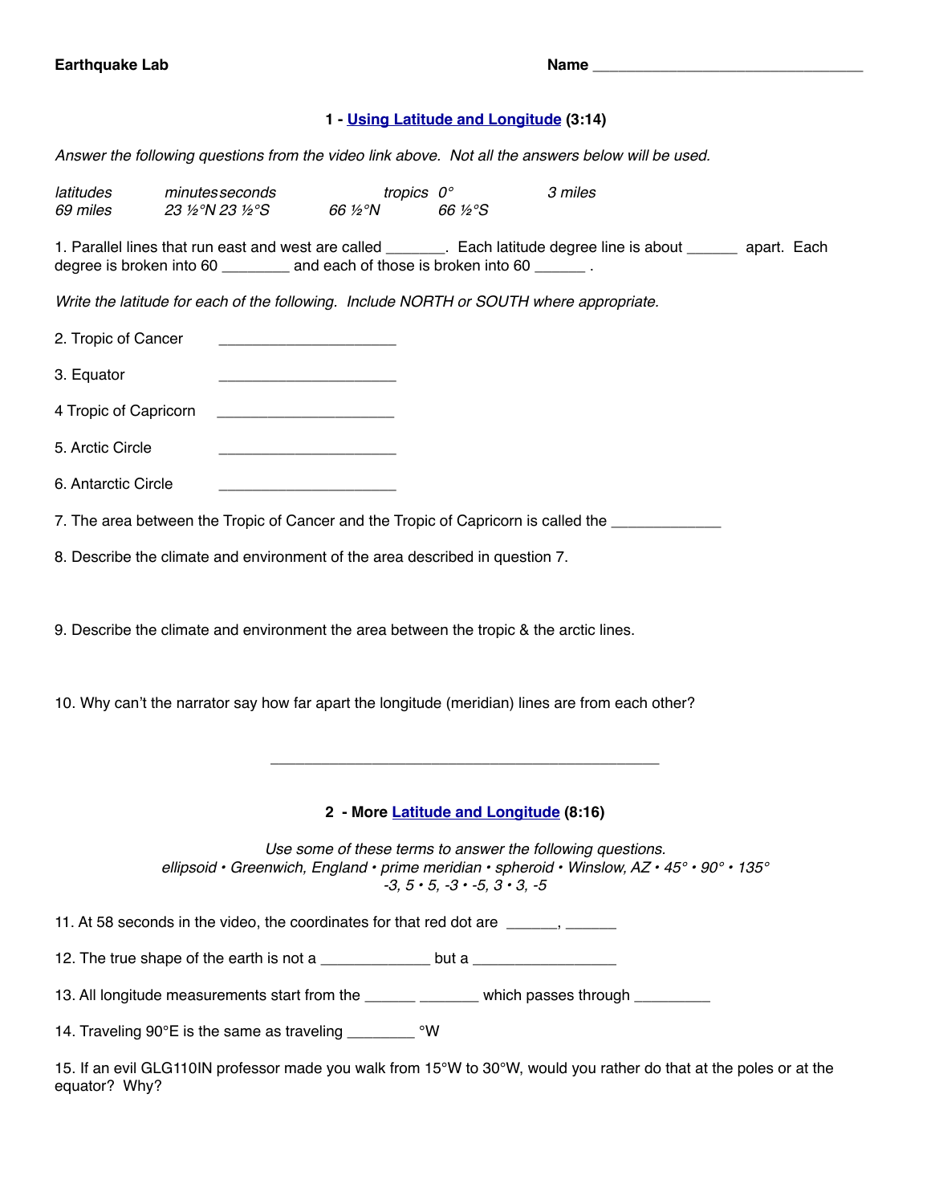**Earthquake Lab** **Name** ________________________________

### 1 - Using Latitude and Longitude (3:14)

*Answer the following questions from the video link above. Not all the answers below will be used.*

*latitudes   minutes   seconds   tropics   0°   3 miles*
*69 miles   23 ½°N   23 ½°S   66 ½°N   66 ½°S*

1. Parallel lines that run east and west are called _______. Each latitude degree line is about ______ apart. Each degree is broken into 60 ________ and each of those is broken into 60 ______ .

*Write the latitude for each of the following. Include NORTH or SOUTH where appropriate.*

2. Tropic of Cancer _____________________

3. Equator _____________________

4 Tropic of Capricorn _____________________

5. Arctic Circle _____________________

6. Antarctic Circle _____________________

7. The area between the Tropic of Cancer and the Tropic of Capricorn is called the _____________

8. Describe the climate and environment of the area described in question 7.

9. Describe the climate and environment the area between the tropic & the arctic lines.

10. Why can't the narrator say how far apart the longitude (meridian) lines are from each other?

---

### 2 - More Latitude and Longitude (8:16)

*Use some of these terms to answer the following questions.*
*ellipsoid • Greenwich, England • prime meridian • spheroid • Winslow, AZ • 45° • 90° • 135°*
*-3, 5 • 5, -3 • -5, 3 • 3, -5*

11. At 58 seconds in the video, the coordinates for that red dot are ______, ______

12. The true shape of the earth is not a _____________ but a _________________

13. All longitude measurements start from the ______ _______ which passes through _________

14. Traveling 90°E is the same as traveling ________ °W

15. If an evil GLG110IN professor made you walk from 15°W to 30°W, would you rather do that at the poles or at the equator? Why?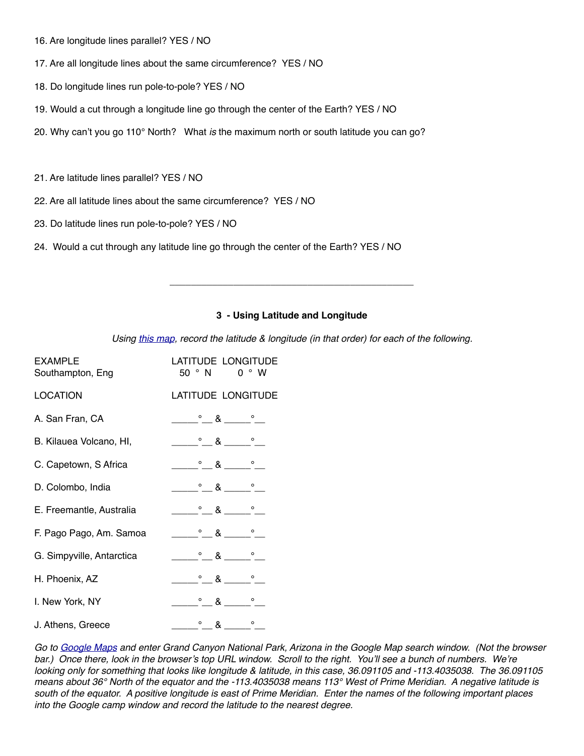16. Are longitude lines parallel? YES / NO

17. Are all longitude lines about the same circumference? YES / NO

18. Do longitude lines run pole-to-pole? YES / NO

19. Would a cut through a longitude line go through the center of the Earth? YES / NO

20. Why can't you go 110° North? What *is* the maximum north or south latitude you can go?

21. Are latitude lines parallel? YES / NO

22. Are all latitude lines about the same circumference? YES / NO

23. Do latitude lines run pole-to-pole? YES / NO

24. Would a cut through any latitude line go through the center of the Earth? YES / NO

---

### 3 - Using Latitude and Longitude

*Using this map, record the latitude & longitude (in that order) for each of the following.*

| EXAMPLE | LATITUDE | LONGITUDE |
|---|---|---|
| Southampton, Eng | 50 ° N | 0 ° W |

| LOCATION | LATITUDE LONGITUDE |
|---|---|
| A. San Fran, CA | _____°__ & _____°__ |
| B. Kilauea Volcano, HI, | _____°__ & _____°__ |
| C. Capetown, S Africa | _____°__ & _____°__ |
| D. Colombo, India | _____°__ & _____°__ |
| E. Freemantle, Australia | _____°__ & _____°__ |
| F. Pago Pago, Am. Samoa | _____°__ & _____°__ |
| G. Simpyville, Antarctica | _____°__ & _____°__ |
| H. Phoenix, AZ | _____°__ & _____°__ |
| I. New York, NY | _____°__ & _____°__ |
| J. Athens, Greece | _____°__ & _____°__ |

*Go to Google Maps and enter Grand Canyon National Park, Arizona in the Google Map search window. (Not the browser bar.) Once there, look in the browser's top URL window. Scroll to the right. You'll see a bunch of numbers. We're looking only for something that looks like longitude & latitude, in this case, 36.091105 and -113.4035038. The 36.091105 means about 36° North of the equator and the -113.4035038 means 113° West of Prime Meridian. A negative latitude is south of the equator. A positive longitude is east of Prime Meridian. Enter the names of the following important places into the Google camp window and record the latitude to the nearest degree.*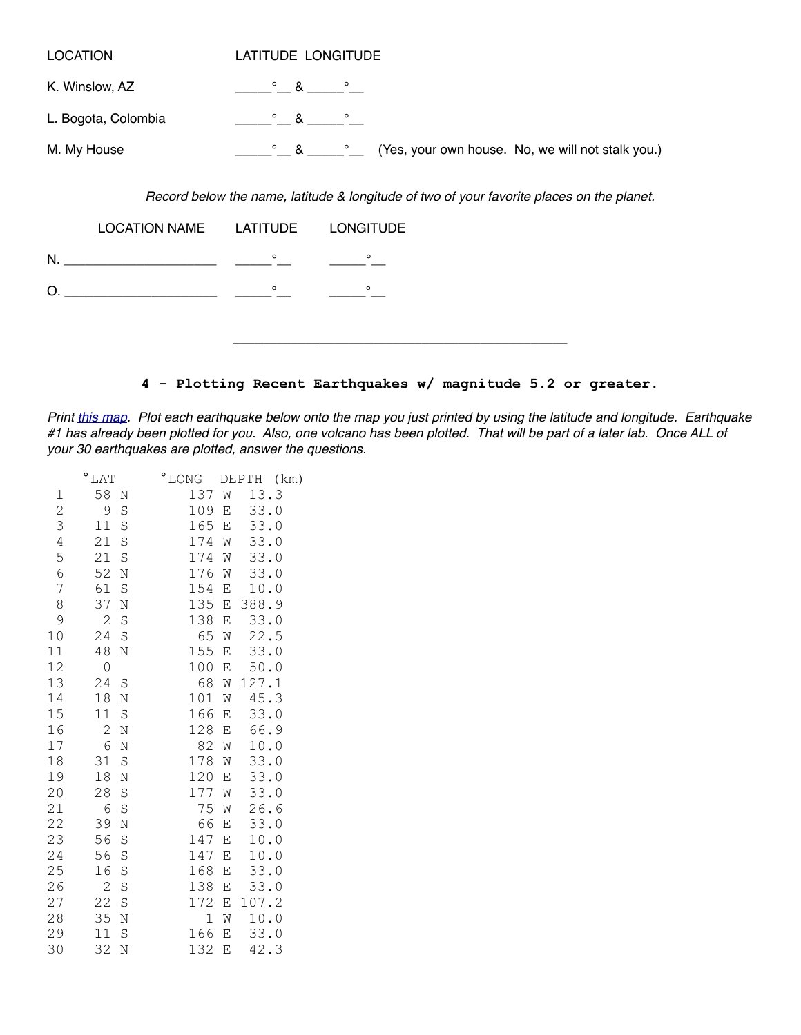| LOCATION | LATITUDE LONGITUDE |
|---|---|
| K. Winslow, AZ | _____°__ & _____°__ |
| L. Bogota, Colombia | _____°__ & _____°__ |
| M. My House | _____°__ & _____°__ (Yes, your own house. No, we will not stalk you.) |

*Record below the name, latitude & longitude of two of your favorite places on the planet.*

| | LOCATION NAME | LATITUDE | LONGITUDE |
|---|---|---|---|
| N. | ____________________ | _____°__ | _____°__ |
| O. | ____________________ | _____°__ | _____°__ |

_____________________________________________

## 4 - Plotting Recent Earthquakes w/ magnitude 5.2 or greater.

*Print this map. Plot each earthquake below onto the map you just printed by using the latitude and longitude. Earthquake #1 has already been plotted for you. Also, one volcano has been plotted. That will be part of a later lab. Once ALL of your 30 earthquakes are plotted, answer the questions.*

| | °LAT | °LONG | DEPTH (km) |
|---|---|---|---|
| 1 | 58 N | 137 W | 13.3 |
| 2 | 9 S | 109 E | 33.0 |
| 3 | 11 S | 165 E | 33.0 |
| 4 | 21 S | 174 W | 33.0 |
| 5 | 21 S | 174 W | 33.0 |
| 6 | 52 N | 176 W | 33.0 |
| 7 | 61 S | 154 E | 10.0 |
| 8 | 37 N | 135 E | 388.9 |
| 9 | 2 S | 138 E | 33.0 |
| 10 | 24 S | 65 W | 22.5 |
| 11 | 48 N | 155 E | 33.0 |
| 12 | 0 | 100 E | 50.0 |
| 13 | 24 S | 68 W | 127.1 |
| 14 | 18 N | 101 W | 45.3 |
| 15 | 11 S | 166 E | 33.0 |
| 16 | 2 N | 128 E | 66.9 |
| 17 | 6 N | 82 W | 10.0 |
| 18 | 31 S | 178 W | 33.0 |
| 19 | 18 N | 120 E | 33.0 |
| 20 | 28 S | 177 W | 33.0 |
| 21 | 6 S | 75 W | 26.6 |
| 22 | 39 N | 66 E | 33.0 |
| 23 | 56 S | 147 E | 10.0 |
| 24 | 56 S | 147 E | 10.0 |
| 25 | 16 S | 168 E | 33.0 |
| 26 | 2 S | 138 E | 33.0 |
| 27 | 22 S | 172 E | 107.2 |
| 28 | 35 N | 1 W | 10.0 |
| 29 | 11 S | 166 E | 33.0 |
| 30 | 32 N | 132 E | 42.3 |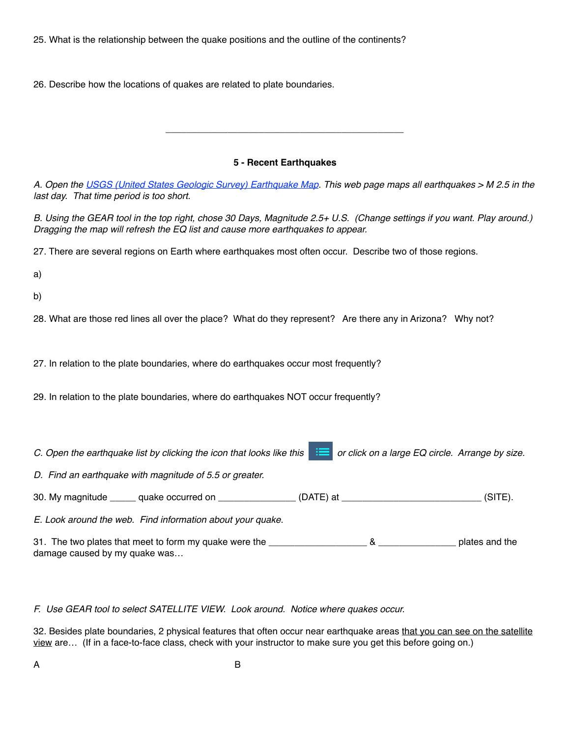25. What is the relationship between the quake positions and the outline of the continents?

26. Describe how the locations of quakes are related to plate boundaries.

---

**5 - Recent Earthquakes**

*A. Open the [USGS (United States Geologic Survey) Earthquake Map](). This web page maps all earthquakes > M 2.5 in the last day. That time period is too short.*

*B. Using the GEAR tool in the top right, chose 30 Days, Magnitude 2.5+ U.S. (Change settings if you want. Play around.) Dragging the map will refresh the EQ list and cause more earthquakes to appear.*

27. There are several regions on Earth where earthquakes most often occur. Describe two of those regions.

a)

b)

28. What are those red lines all over the place? What do they represent? Are there any in Arizona? Why not?

27. In relation to the plate boundaries, where do earthquakes occur most frequently?

29. In relation to the plate boundaries, where do earthquakes NOT occur frequently?

*C. Open the earthquake list by clicking the icon that looks like this* ☰ *or click on a large EQ circle. Arrange by size.*

*D. Find an earthquake with magnitude of 5.5 or greater.*

30. My magnitude _____ quake occurred on _______________ (DATE) at ___________________________ (SITE).

*E. Look around the web. Find information about your quake.*

31. The two plates that meet to form my quake were the ___________________ & _______________ plates and the damage caused by my quake was…

*F. Use GEAR tool to select SATELLITE VIEW. Look around. Notice where quakes occur.*

32. Besides plate boundaries, 2 physical features that often occur near earthquake areas <u>that you can see on the satellite view</u> are… (If in a face-to-face class, check with your instructor to make sure you get this before going on.)

A B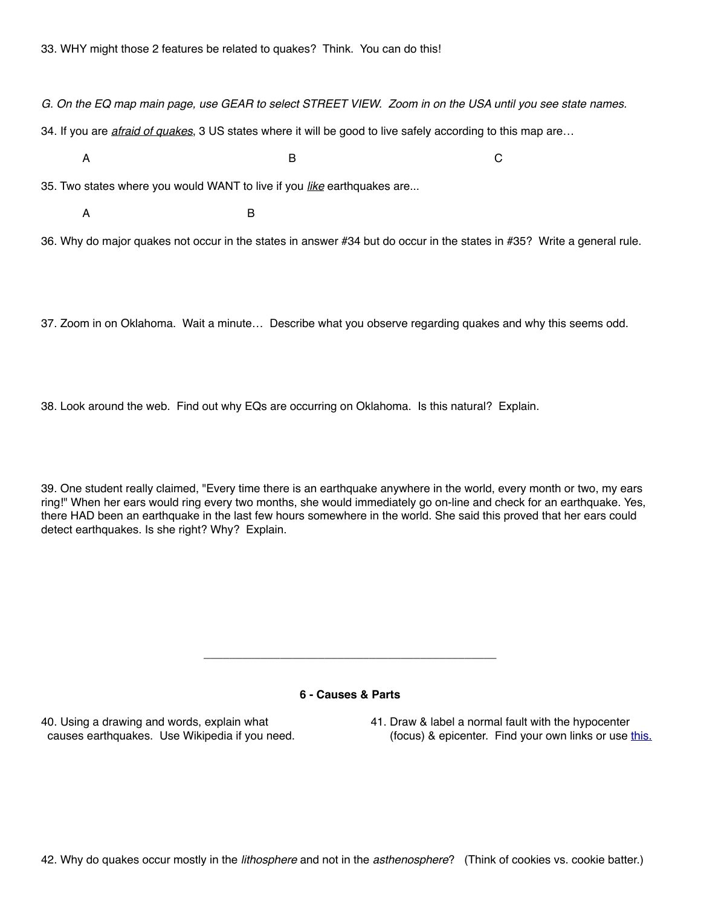33. WHY might those 2 features be related to quakes? Think. You can do this!

*G. On the EQ map main page, use GEAR to select STREET VIEW. Zoom in on the USA until you see state names.*

34. If you are *afraid of quakes*, 3 US states where it will be good to live safely according to this map are…

A B C

35. Two states where you would WANT to live if you *like* earthquakes are...

A B

36. Why do major quakes not occur in the states in answer #34 but do occur in the states in #35? Write a general rule.

37. Zoom in on Oklahoma. Wait a minute… Describe what you observe regarding quakes and why this seems odd.

38. Look around the web. Find out why EQs are occurring on Oklahoma. Is this natural? Explain.

39. One student really claimed, "Every time there is an earthquake anywhere in the world, every month or two, my ears ring!" When her ears would ring every two months, she would immediately go on-line and check for an earthquake. Yes, there HAD been an earthquake in the last few hours somewhere in the world. She said this proved that her ears could detect earthquakes. Is she right? Why? Explain.

---

**6 - Causes & Parts**

40. Using a drawing and words, explain what causes earthquakes. Use Wikipedia if you need.

41. Draw & label a normal fault with the hypocenter (focus) & epicenter. Find your own links or use [this.](#)

42. Why do quakes occur mostly in the *lithosphere* and not in the *asthenosphere*? (Think of cookies vs. cookie batter.)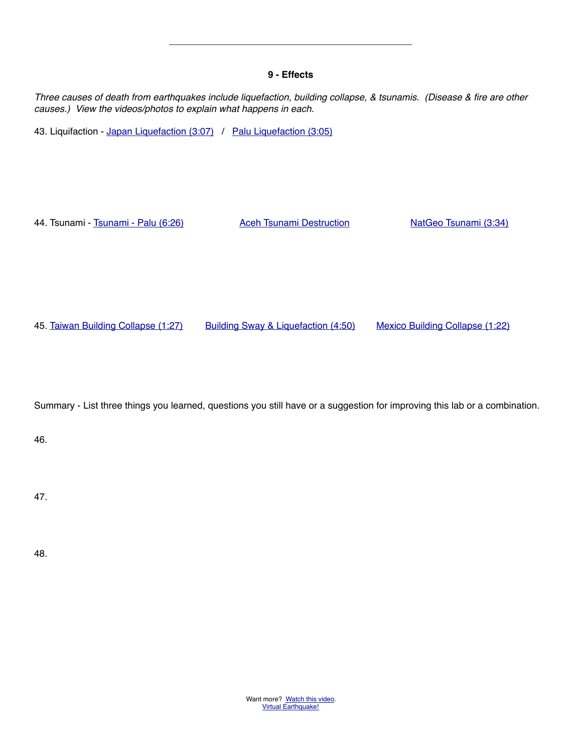## 9 - Effects

*Three causes of death from earthquakes include liquefaction, building collapse, & tsunamis. (Disease & fire are other causes.) View the videos/photos to explain what happens in each.*

43. Liquifaction - Japan Liquefaction (3:07) / Palu Liquefaction (3:05)

44. Tsunami - Tsunami - Palu (6:26) Aceh Tsunami Destruction NatGeo Tsunami (3:34)

45. Taiwan Building Collapse (1:27) Building Sway & Liquefaction (4:50) Mexico Building Collapse (1:22)

Summary - List three things you learned, questions you still have or a suggestion for improving this lab or a combination.

46.

47.

48.

Want more? Watch this video.
Virtual Earthquake!